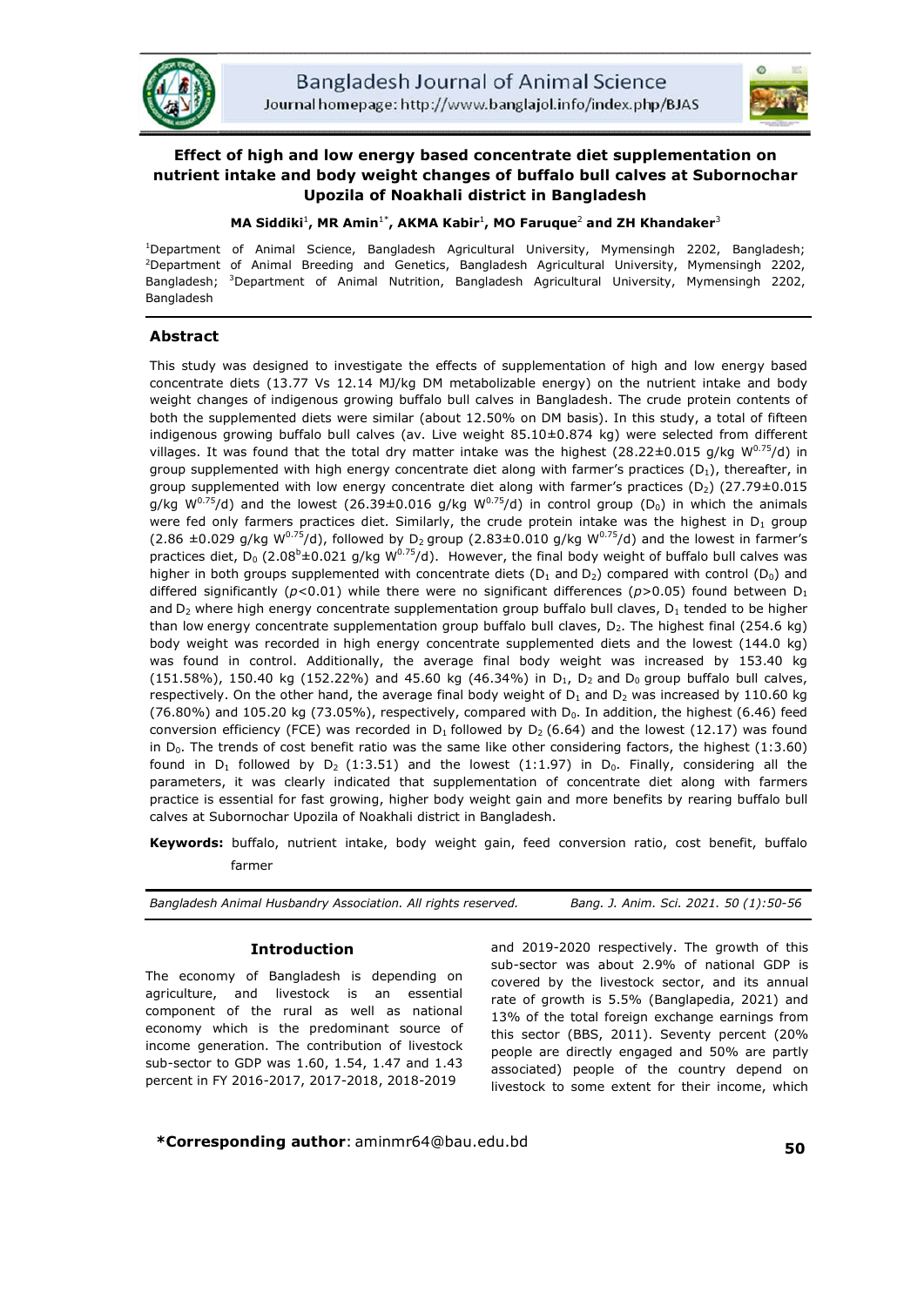# Effect of high and low energy based concentrate diet supplementation on nutrient intake and body weight changes of buffalo bull calves at Subornochar Upozila of Noakhali district in Bangladesh

**MA Siddiki**[1], **MR Amin**[1*], **AKMA Kabir**[1], **MO Faruque**[2] **and ZH Khandaker**[3]

[1]Department of Animal Science, Bangladesh Agricultural University, Mymensingh 2202, Bangladesh; [2]Department of Animal Breeding and Genetics, Bangladesh Agricultural University, Mymensingh 2202, Bangladesh; [3]Department of Animal Nutrition, Bangladesh Agricultural University, Mymensingh 2202, Bangladesh

## Abstract

This study was designed to investigate the effects of supplementation of high and low energy based concentrate diets (13.77 Vs 12.14 MJ/kg DM metabolizable energy) on the nutrient intake and body weight changes of indigenous growing buffalo bull calves in Bangladesh. The crude protein contents of both the supplemented diets were similar (about 12.50% on DM basis). In this study, a total of fifteen indigenous growing buffalo bull calves (av. Live weight 85.10±0.874 kg) were selected from different villages. It was found that the total dry matter intake was the highest (28.22±0.015 g/kg $W^{0.75}$/d) in group supplemented with high energy concentrate diet along with farmer's practices ($D_1$), thereafter, in group supplemented with low energy concentrate diet along with farmer's practices ($D_2$) (27.79±0.015 g/kg $W^{0.75}$/d) and the lowest (26.39±0.016 g/kg $W^{0.75}$/d) in control group ($D_0$) in which the animals were fed only farmers practices diet. Similarly, the crude protein intake was the highest in $D_1$ group (2.86 ±0.029 g/kg $W^{0.75}$/d), followed by $D_2$ group (2.83±0.010 g/kg $W^{0.75}$/d) and the lowest in farmer's practices diet, $D_0$ ($2.08^b$±0.021 g/kg $W^{0.75}$/d). However, the final body weight of buffalo bull calves was higher in both groups supplemented with concentrate diets ($D_1$ and $D_2$) compared with control ($D_0$) and differed significantly ($p<0.01$) while there were no significant differences ($p>0.05$) found between $D_1$ and $D_2$ where high energy concentrate supplementation group buffalo bull claves, $D_1$ tended to be higher than low energy concentrate supplementation group buffalo bull claves, $D_2$. The highest final (254.6 kg) body weight was recorded in high energy concentrate supplemented diets and the lowest (144.0 kg) was found in control. Additionally, the average final body weight was increased by 153.40 kg (151.58%), 150.40 kg (152.22%) and 45.60 kg (46.34%) in $D_1$, $D_2$ and $D_0$ group buffalo bull calves, respectively. On the other hand, the average final body weight of $D_1$ and $D_2$ was increased by 110.60 kg (76.80%) and 105.20 kg (73.05%), respectively, compared with $D_0$. In addition, the highest (6.46) feed conversion efficiency (FCE) was recorded in $D_1$ followed by $D_2$ (6.64) and the lowest (12.17) was found in $D_0$. The trends of cost benefit ratio was the same like other considering factors, the highest (1:3.60) found in $D_1$ followed by $D_2$ (1:3.51) and the lowest (1:1.97) in $D_0$. Finally, considering all the parameters, it was clearly indicated that supplementation of concentrate diet along with farmers practice is essential for fast growing, higher body weight gain and more benefits by rearing buffalo bull calves at Subornochar Upozila of Noakhali district in Bangladesh.

**Keywords:** buffalo, nutrient intake, body weight gain, feed conversion ratio, cost benefit, buffalo farmer

*Bangladesh Animal Husbandry Association. All rights reserved.*

## Introduction

The economy of Bangladesh is depending on agriculture, and livestock is an essential component of the rural as well as national economy which is the predominant source of income generation. The contribution of livestock sub-sector to GDP was 1.60, 1.54, 1.47 and 1.43 percent in FY 2016-2017, 2017-2018, 2018-2019 and 2019-2020 respectively. The growth of this sub-sector was about 2.9% of national GDP is covered by the livestock sector, and its annual rate of growth is 5.5% (Banglapedia, 2021) and 13% of the total foreign exchange earnings from this sector (BBS, 2011). Seventy percent (20% people are directly engaged and 50% are partly associated) people of the country depend on livestock to some extent for their income, which

**\*Corresponding author**: aminmr64@bau.edu.bd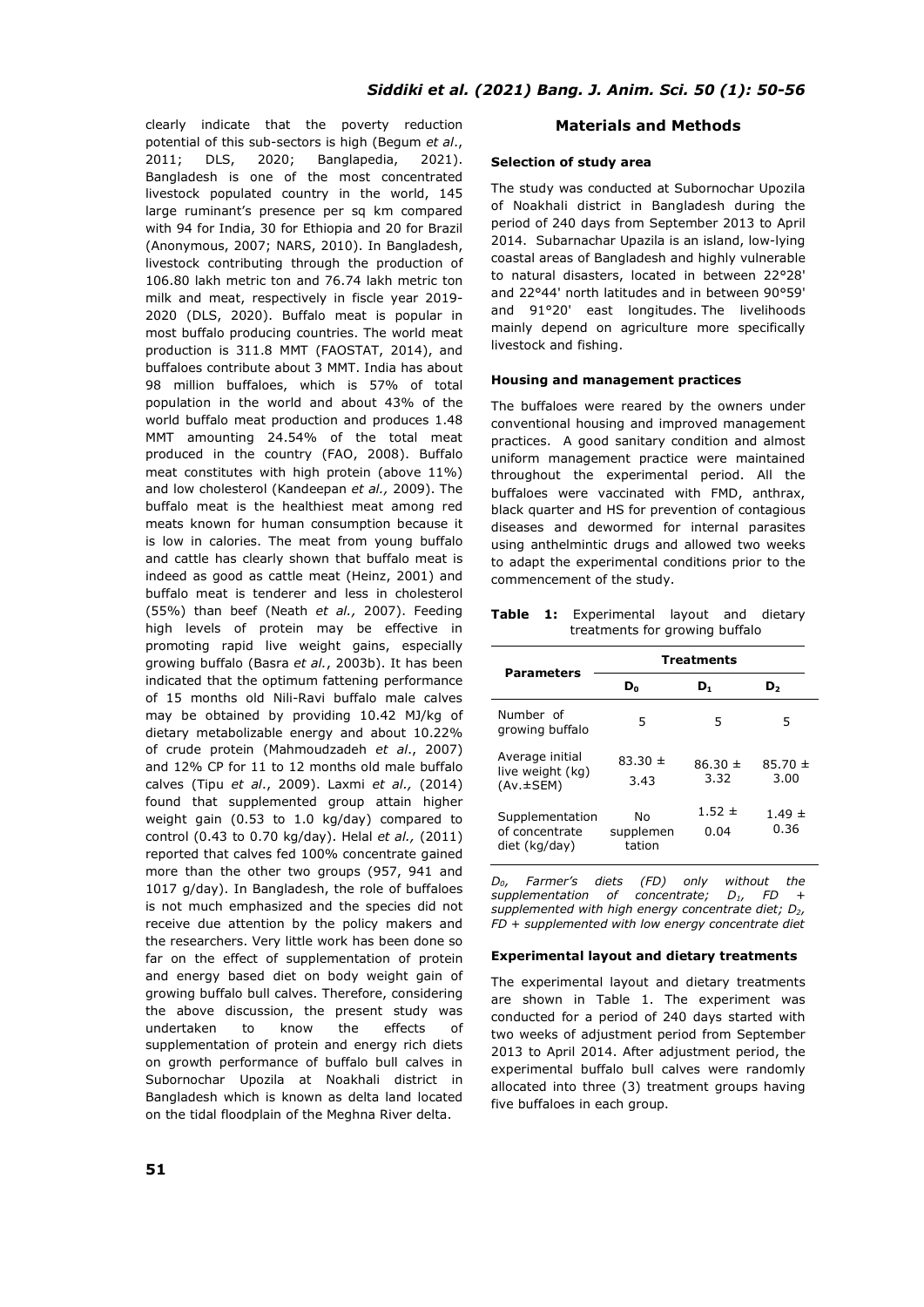clearly indicate that the poverty reduction potential of this sub-sectors is high (Begum *et al*., 2011; DLS, 2020; Banglapedia, 2021). Bangladesh is one of the most concentrated livestock populated country in the world, 145 large ruminant's presence per sq km compared with 94 for India, 30 for Ethiopia and 20 for Brazil (Anonymous, 2007; NARS, 2010). In Bangladesh, livestock contributing through the production of 106.80 lakh metric ton and 76.74 lakh metric ton milk and meat, respectively in fiscle year 2019-2020 (DLS, 2020). Buffalo meat is popular in most buffalo producing countries. The world meat production is 311.8 MMT (FAOSTAT, 2014), and buffaloes contribute about 3 MMT. India has about 98 million buffaloes, which is 57% of total population in the world and about 43% of the world buffalo meat production and produces 1.48 MMT amounting 24.54% of the total meat produced in the country (FAO, 2008). Buffalo meat constitutes with high protein (above 11%) and low cholesterol (Kandeepan *et al.,* 2009). The buffalo meat is the healthiest meat among red meats known for human consumption because it is low in calories. The meat from young buffalo and cattle has clearly shown that buffalo meat is indeed as good as cattle meat (Heinz, 2001) and buffalo meat is tenderer and less in cholesterol (55%) than beef (Neath *et al.,* 2007). Feeding high levels of protein may be effective in promoting rapid live weight gains, especially growing buffalo (Basra *et al.*, 2003b). It has been indicated that the optimum fattening performance of 15 months old Nili-Ravi buffalo male calves may be obtained by providing 10.42 MJ/kg of dietary metabolizable energy and about 10.22% of crude protein (Mahmoudzadeh *et al*., 2007) and 12% CP for 11 to 12 months old male buffalo calves (Tipu *et al*., 2009). Laxmi *et al.,* (2014) found that supplemented group attain higher weight gain (0.53 to 1.0 kg/day) compared to control (0.43 to 0.70 kg/day). Helal *et al.,* (2011) reported that calves fed 100% concentrate gained more than the other two groups (957, 941 and 1017 g/day). In Bangladesh, the role of buffaloes is not much emphasized and the species did not receive due attention by the policy makers and the researchers. Very little work has been done so far on the effect of supplementation of protein and energy based diet on body weight gain of growing buffalo bull calves. Therefore, considering the above discussion, the present study was undertaken to know the effects of supplementation of protein and energy rich diets on growth performance of buffalo bull calves in Subornochar Upozila at Noakhali district in Bangladesh which is known as delta land located on the tidal floodplain of the Meghna River delta.

## Materials and Methods

### Selection of study area

The study was conducted at Subornochar Upozila of Noakhali district in Bangladesh during the period of 240 days from September 2013 to April 2014. Subarnachar Upazila is an island, low-lying coastal areas of Bangladesh and highly vulnerable to natural disasters, located in between 22°28' and 22°44' north latitudes and in between 90°59' and 91°20' east longitudes. The livelihoods mainly depend on agriculture more specifically livestock and fishing.

### Housing and management practices

The buffaloes were reared by the owners under conventional housing and improved management practices. A good sanitary condition and almost uniform management practice were maintained throughout the experimental period. All the buffaloes were vaccinated with FMD, anthrax, black quarter and HS for prevention of contagious diseases and dewormed for internal parasites using anthelmintic drugs and allowed two weeks to adapt the experimental conditions prior to the commencement of the study.

**Table 1:** Experimental layout and dietary treatments for growing buffalo

| Parameters | Treatments | | |
|---|---|---|---|
| | $D_0$ | $D_1$ | $D_2$ |
| Number of growing buffalo | 5 | 5 | 5 |
| Average initial live weight (kg) (Av.±SEM) | 83.30 ± 3.43 | 86.30 ± 3.32 | 85.70 ± 3.00 |
| Supplementation of concentrate diet (kg/day) | No supplementation | 1.52 ± 0.04 | 1.49 ± 0.36 |

*$D_0$, Farmer's diets (FD) only without the supplementation of concentrate; $D_1$, FD + supplemented with high energy concentrate diet; $D_2$, FD + supplemented with low energy concentrate diet*

### Experimental layout and dietary treatments

The experimental layout and dietary treatments are shown in Table 1. The experiment was conducted for a period of 240 days started with two weeks of adjustment period from September 2013 to April 2014. After adjustment period, the experimental buffalo bull calves were randomly allocated into three (3) treatment groups having five buffaloes in each group.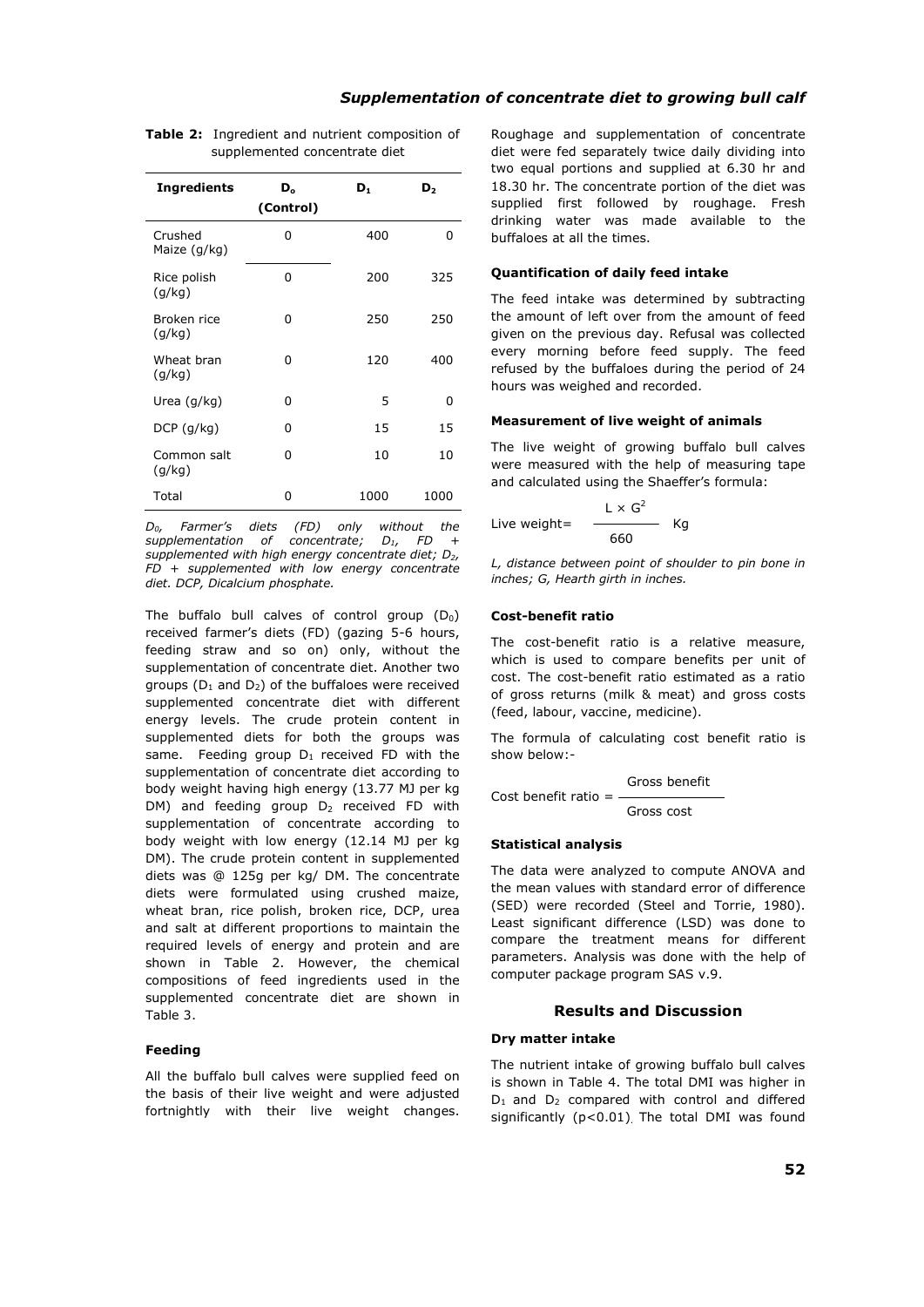**Table 2:** Ingredient and nutrient composition of supplemented concentrate diet

| Ingredients | $D_o$ (Control) | $D_1$ | $D_2$ |
|---|---|---|---|
| Crushed Maize (g/kg) | 0 | 400 | 0 |
| Rice polish (g/kg) | 0 | 200 | 325 |
| Broken rice (g/kg) | 0 | 250 | 250 |
| Wheat bran (g/kg) | 0 | 120 | 400 |
| Urea (g/kg) | 0 | 5 | 0 |
| DCP (g/kg) | 0 | 15 | 15 |
| Common salt (g/kg) | 0 | 10 | 10 |
| Total | 0 | 1000 | 1000 |

*$D_0$, Farmer's diets (FD) only without the supplementation of concentrate; $D_1$, FD + supplemented with high energy concentrate diet; $D_2$, FD + supplemented with low energy concentrate diet. DCP, Dicalcium phosphate.*

The buffalo bull calves of control group ($D_0$) received farmer's diets (FD) (gazing 5-6 hours, feeding straw and so on) only, without the supplementation of concentrate diet. Another two groups ($D_1$ and $D_2$) of the buffaloes were received supplemented concentrate diet with different energy levels. The crude protein content in supplemented diets for both the groups was same. Feeding group $D_1$ received FD with the supplementation of concentrate diet according to body weight having high energy (13.77 MJ per kg DM) and feeding group $D_2$ received FD with supplementation of concentrate according to body weight with low energy (12.14 MJ per kg DM). The crude protein content in supplemented diets was @ 125g per kg/ DM. The concentrate diets were formulated using crushed maize, wheat bran, rice polish, broken rice, DCP, urea and salt at different proportions to maintain the required levels of energy and protein and are shown in Table 2. However, the chemical compositions of feed ingredients used in the supplemented concentrate diet are shown in Table 3.

#### Feeding

All the buffalo bull calves were supplied feed on the basis of their live weight and were adjusted fortnightly with their live weight changes. Roughage and supplementation of concentrate diet were fed separately twice daily dividing into two equal portions and supplied at 6.30 hr and 18.30 hr. The concentrate portion of the diet was supplied first followed by roughage. Fresh drinking water was made available to the buffaloes at all the times.

#### Quantification of daily feed intake

The feed intake was determined by subtracting the amount of left over from the amount of feed given on the previous day. Refusal was collected every morning before feed supply. The feed refused by the buffaloes during the period of 24 hours was weighed and recorded.

#### Measurement of live weight of animals

The live weight of growing buffalo bull calves were measured with the help of measuring tape and calculated using the Shaeffer's formula:

$$\text{Live weight} = \frac{L \times G^2}{660} \text{ Kg}$$

*L, distance between point of shoulder to pin bone in inches; G, Hearth girth in inches.*

#### Cost-benefit ratio

The cost-benefit ratio is a relative measure, which is used to compare benefits per unit of cost. The cost-benefit ratio estimated as a ratio of gross returns (milk & meat) and gross costs (feed, labour, vaccine, medicine).

The formula of calculating cost benefit ratio is show below:-

$$\text{Cost benefit ratio} = \frac{\text{Gross benefit}}{\text{Gross cost}}$$

#### Statistical analysis

The data were analyzed to compute ANOVA and the mean values with standard error of difference (SED) were recorded (Steel and Torrie, 1980). Least significant difference (LSD) was done to compare the treatment means for different parameters. Analysis was done with the help of computer package program SAS v.9.

## Results and Discussion

#### Dry matter intake

The nutrient intake of growing buffalo bull calves is shown in Table 4. The total DMI was higher in $D_1$ and $D_2$ compared with control and differed significantly ($p<0.01$). The total DMI was found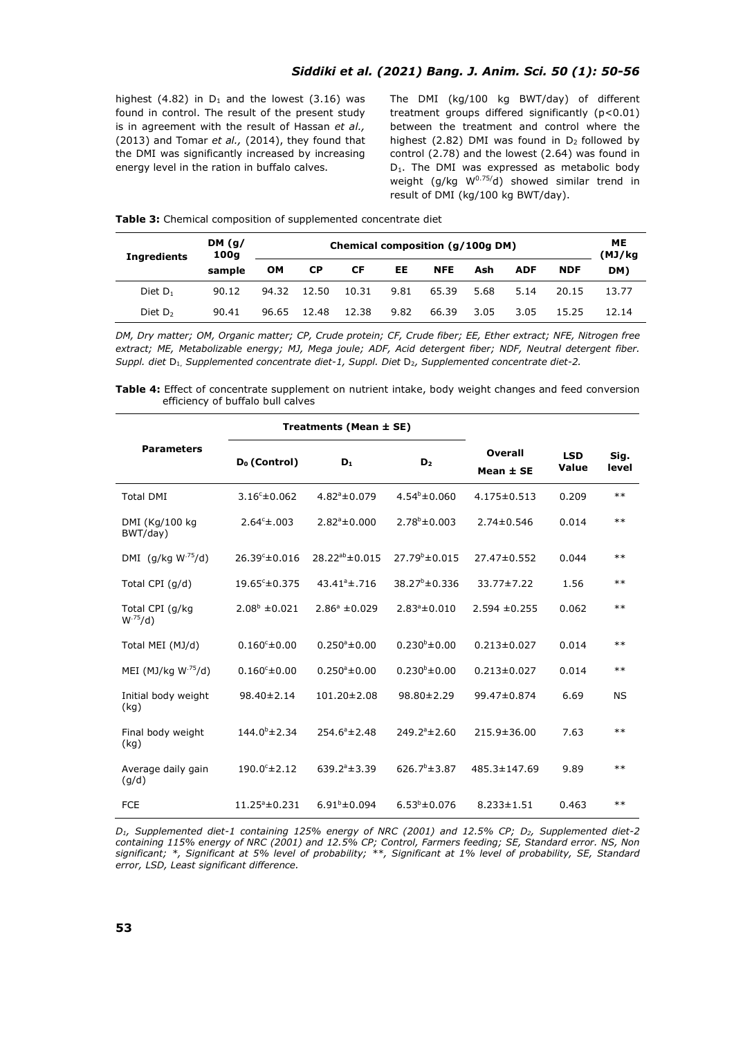highest (4.82) in $D_1$ and the lowest (3.16) was found in control. The result of the present study is in agreement with the result of Hassan *et al.,* (2013) and Tomar *et al.,* (2014), they found that the DMI was significantly increased by increasing energy level in the ration in buffalo calves.

The DMI (kg/100 kg BWT/day) of different treatment groups differed significantly ($p<0.01$) between the treatment and control where the highest (2.82) DMI was found in $D_2$ followed by control (2.78) and the lowest (2.64) was found in $D_1$. The DMI was expressed as metabolic body weight (g/kg $W^{0.75}$/d) showed similar trend in result of DMI (kg/100 kg BWT/day).

**Table 3:** Chemical composition of supplemented concentrate diet

| Ingredients | DM (g/ 100g sample | Chemical composition (g/100g DM) | | | | | | | | ME (MJ/kg DM) |
|---|---|---|---|---|---|---|---|---|---|---|
| | | OM | CP | CF | EE | NFE | Ash | ADF | NDF | |
| Diet $D_1$ | 90.12 | 94.32 | 12.50 | 10.31 | 9.81 | 65.39 | 5.68 | 5.14 | 20.15 | 13.77 |
| Diet $D_2$ | 90.41 | 96.65 | 12.48 | 12.38 | 9.82 | 66.39 | 3.05 | 3.05 | 15.25 | 12.14 |

*DM, Dry matter; OM, Organic matter; CP, Crude protein; CF, Crude fiber; EE, Ether extract; NFE, Nitrogen free extract; ME, Metabolizable energy; MJ, Mega joule; ADF, Acid detergent fiber; NDF, Neutral detergent fiber. Suppl. diet $D_1$, Supplemented concentrate diet-1, Suppl. Diet $D_2$, Supplemented concentrate diet-2.*

**Table 4:** Effect of concentrate supplement on nutrient intake, body weight changes and feed conversion efficiency of buffalo bull calves

| Parameters | Treatments (Mean ± SE) | | | Overall Mean ± SE | LSD Value | Sig. level |
|---|---|---|---|---|---|---|
| | $D_0$ (Control) | $D_1$ | $D_2$ | | | |
| Total DMI | $3.16^c$±0.062 | $4.82^a$±0.079 | $4.54^b$±0.060 | 4.175±0.513 | 0.209 | ** |
| DMI (Kg/100 kg BWT/day) | $2.64^c$±.003 | $2.82^a$±0.000 | $2.78^b$±0.003 | 2.74±0.546 | 0.014 | ** |
| DMI (g/kg $W^{.75}$/d) | $26.39^c$±0.016 | $28.22^{ab}$±0.015 | $27.79^b$±0.015 | 27.47±0.552 | 0.044 | ** |
| Total CPI (g/d) | $19.65^c$±0.375 | $43.41^a$±.716 | $38.27^b$±0.336 | 33.77±7.22 | 1.56 | ** |
| Total CPI (g/kg $W^{.75}$/d) | $2.08^b$ ±0.021 | $2.86^a$ ±0.029 | $2.83^a$±0.010 | 2.594 ±0.255 | 0.062 | ** |
| Total MEI (MJ/d) | $0.160^c$±0.00 | $0.250^a$±0.00 | $0.230^b$±0.00 | 0.213±0.027 | 0.014 | ** |
| MEI (MJ/kg $W^{.75}$/d) | $0.160^c$±0.00 | $0.250^a$±0.00 | $0.230^b$±0.00 | 0.213±0.027 | 0.014 | ** |
| Initial body weight (kg) | 98.40±2.14 | 101.20±2.08 | 98.80±2.29 | 99.47±0.874 | 6.69 | NS |
| Final body weight (kg) | $144.0^b$±2.34 | $254.6^a$±2.48 | $249.2^a$±2.60 | 215.9±36.00 | 7.63 | ** |
| Average daily gain (g/d) | $190.0^c$±2.12 | $639.2^a$±3.39 | $626.7^b$±3.87 | 485.3±147.69 | 9.89 | ** |
| FCE | $11.25^a$±0.231 | $6.91^b$±0.094 | $6.53^b$±0.076 | 8.233±1.51 | 0.463 | ** |

*$D_1$, Supplemented diet-1 containing 125% energy of NRC (2001) and 12.5% CP; $D_2$, Supplemented diet-2 containing 115% energy of NRC (2001) and 12.5% CP; Control, Farmers feeding; SE, Standard error. NS, Non significant; *, Significant at 5% level of probability; **, Significant at 1% level of probability, SE, Standard error, LSD, Least significant difference.*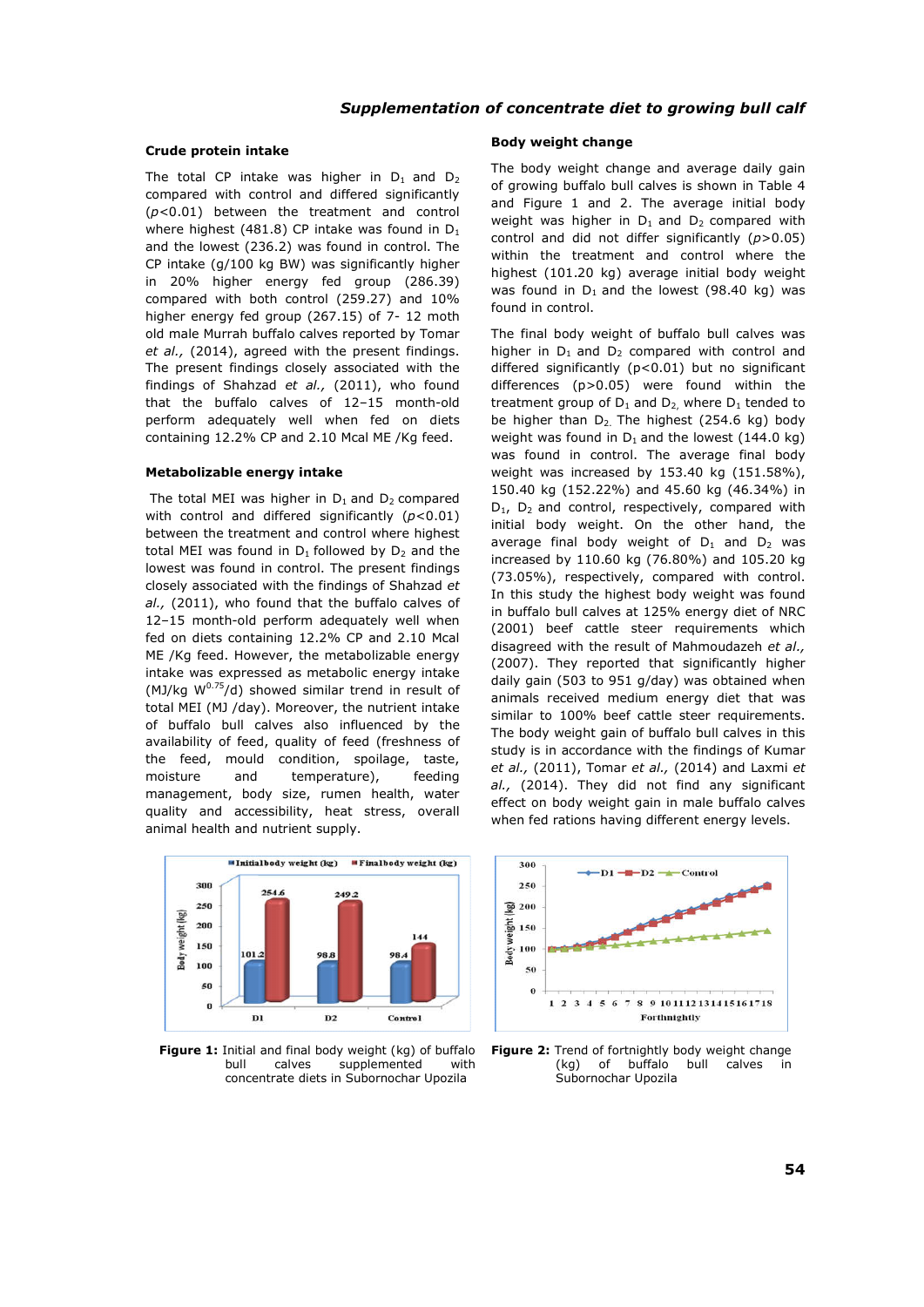### Crude protein intake

The total CP intake was higher in $D_1$ and $D_2$ compared with control and differed significantly ($p$<0.01) between the treatment and control where highest (481.8) CP intake was found in $D_1$ and the lowest (236.2) was found in control. The CP intake (g/100 kg BW) was significantly higher in 20% higher energy fed group (286.39) compared with both control (259.27) and 10% higher energy fed group (267.15) of 7- 12 moth old male Murrah buffalo calves reported by Tomar *et al.,* (2014), agreed with the present findings. The present findings closely associated with the findings of Shahzad *et al.,* (2011), who found that the buffalo calves of 12–15 month-old perform adequately well when fed on diets containing 12.2% CP and 2.10 Mcal ME /Kg feed.

### Metabolizable energy intake

The total MEI was higher in $D_1$ and $D_2$ compared with control and differed significantly ($p$<0.01) between the treatment and control where highest total MEI was found in $D_1$ followed by $D_2$ and the lowest was found in control. The present findings closely associated with the findings of Shahzad *et al.,* (2011), who found that the buffalo calves of 12–15 month-old perform adequately well when fed on diets containing 12.2% CP and 2.10 Mcal ME /Kg feed. However, the metabolizable energy intake was expressed as metabolic energy intake (MJ/kg $W^{0.75}$/d) showed similar trend in result of total MEI (MJ /day). Moreover, the nutrient intake of buffalo bull calves also influenced by the availability of feed, quality of feed (freshness of the feed, mould condition, spoilage, taste, moisture and temperature), feeding management, body size, rumen health, water quality and accessibility, heat stress, overall animal health and nutrient supply.

### Body weight change

The body weight change and average daily gain of growing buffalo bull calves is shown in Table 4 and Figure 1 and 2. The average initial body weight was higher in $D_1$ and $D_2$ compared with control and did not differ significantly ($p$>0.05) within the treatment and control where the highest (101.20 kg) average initial body weight was found in $D_1$ and the lowest (98.40 kg) was found in control.

The final body weight of buffalo bull calves was higher in $D_1$ and $D_2$ compared with control and differed significantly (p<0.01) but no significant differences (p>0.05) were found within the treatment group of $D_1$ and $D_2$, where $D_1$ tended to be higher than $D_2$. The highest (254.6 kg) body weight was found in $D_1$ and the lowest (144.0 kg) was found in control. The average final body weight was increased by 153.40 kg (151.58%), 150.40 kg (152.22%) and 45.60 kg (46.34%) in $D_1$, $D_2$ and control, respectively, compared with initial body weight. On the other hand, the average final body weight of $D_1$ and $D_2$ was increased by 110.60 kg (76.80%) and 105.20 kg (73.05%), respectively, compared with control. In this study the highest body weight was found in buffalo bull calves at 125% energy diet of NRC (2001) beef cattle steer requirements which disagreed with the result of Mahmoudazeh *et al.,* (2007). They reported that significantly higher daily gain (503 to 951 g/day) was obtained when animals received medium energy diet that was similar to 100% beef cattle steer requirements. The body weight gain of buffalo bull calves in this study is in accordance with the findings of Kumar *et al.,* (2011), Tomar *et al.,* (2014) and Laxmi *et al.,* (2014). They did not find any significant effect on body weight gain in male buffalo calves when fed rations having different energy levels.

**Figure 1:** Initial and final body weight (kg) of buffalo bull calves supplemented with concentrate diets in Subornochar Upozila

**Figure 2:** Trend of fortnightly body weight change (kg) of buffalo bull calves in Subornochar Upozila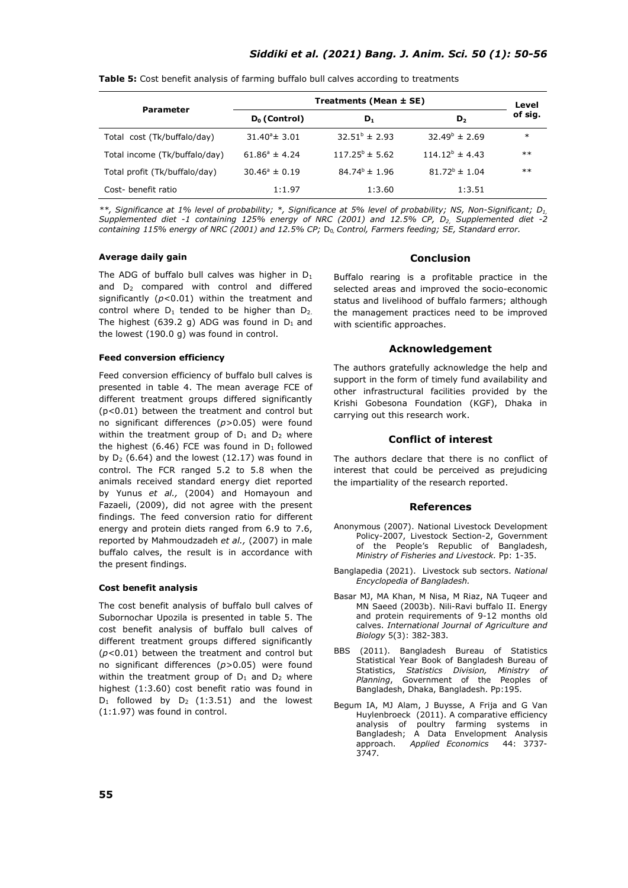**Table 5:** Cost benefit analysis of farming buffalo bull calves according to treatments

| Parameter | Treatments (Mean ± SE) | | | Level of sig. |
|---|---|---|---|---|
| | $D_0$ (Control) | $D_1$ | $D_2$ | |
| Total cost (Tk/buffalo/day) | $31.40^a \pm 3.01$ | $32.51^b \pm 2.93$ | $32.49^b \pm 2.69$ | * |
| Total income (Tk/buffalo/day) | $61.86^a \pm 4.24$ | $117.25^b \pm 5.62$ | $114.12^b \pm 4.43$ | ** |
| Total profit (Tk/buffalo/day) | $30.46^a \pm 0.19$ | $84.74^b \pm 1.96$ | $81.72^b \pm 1.04$ | ** |
| Cost- benefit ratio | 1:1.97 | 1:3.60 | 1:3.51 | |

*\*\*, Significance at 1% level of probability; \*, Significance at 5% level of probability; NS, Non-Significant; $D_1$, Supplemented diet -1 containing 125% energy of NRC (2001) and 12.5% CP, $D_2$, Supplemented diet -2 containing 115% energy of NRC (2001) and 12.5% CP;* $D_0$, *Control, Farmers feeding; SE, Standard error.*

#### Average daily gain

The ADG of buffalo bull calves was higher in $D_1$ and $D_2$ compared with control and differed significantly ($p<0.01$) within the treatment and control where $D_1$ tended to be higher than $D_2$. The highest (639.2 g) ADG was found in $D_1$ and the lowest (190.0 g) was found in control.

#### Feed conversion efficiency

Feed conversion efficiency of buffalo bull calves is presented in table 4. The mean average FCE of different treatment groups differed significantly ($p<0.01$) between the treatment and control but no significant differences ($p>0.05$) were found within the treatment group of $D_1$ and $D_2$ where the highest (6.46) FCE was found in $D_1$ followed by $D_2$ (6.64) and the lowest (12.17) was found in control. The FCR ranged 5.2 to 5.8 when the animals received standard energy diet reported by Yunus *et al.,* (2004) and Homayoun and Fazaeli, (2009), did not agree with the present findings. The feed conversion ratio for different energy and protein diets ranged from 6.9 to 7.6, reported by Mahmoudzadeh *et al.,* (2007) in male buffalo calves, the result is in accordance with the present findings.

#### Cost benefit analysis

The cost benefit analysis of buffalo bull calves of Subornochar Upozila is presented in table 5. The cost benefit analysis of buffalo bull calves of different treatment groups differed significantly ($p<0.01$) between the treatment and control but no significant differences ($p>0.05$) were found within the treatment group of $D_1$ and $D_2$ where highest (1:3.60) cost benefit ratio was found in $D_1$ followed by $D_2$ (1:3.51) and the lowest (1:1.97) was found in control.

## Conclusion

Buffalo rearing is a profitable practice in the selected areas and improved the socio-economic status and livelihood of buffalo farmers; although the management practices need to be improved with scientific approaches.

## Acknowledgement

The authors gratefully acknowledge the help and support in the form of timely fund availability and other infrastructural facilities provided by the Krishi Gobesona Foundation (KGF), Dhaka in carrying out this research work.

## Conflict of interest

The authors declare that there is no conflict of interest that could be perceived as prejudicing the impartiality of the research reported.

## References

Anonymous (2007). National Livestock Development Policy-2007, Livestock Section-2, Government of the People's Republic of Bangladesh, *Ministry of Fisheries and Livestock.* Pp: 1-35.

Banglapedia (2021). Livestock sub sectors. *National Encyclopedia of Bangladesh.*

Basar MJ, MA Khan, M Nisa, M Riaz, NA Tuqeer and MN Saeed (2003b). Nili-Ravi buffalo II. Energy and protein requirements of 9-12 months old calves. *International Journal of Agriculture and Biology* 5(3): 382-383.

BBS (2011). Bangladesh Bureau of Statistics Statistical Year Book of Bangladesh Bureau of Statistics, *Statistics Division, Ministry of Planning*, Government of the Peoples of Bangladesh, Dhaka, Bangladesh. Pp:195.

Begum IA, MJ Alam, J Buysse, A Frija and G Van Huylenbroeck (2011). A comparative efficiency analysis of poultry farming systems in Bangladesh; A Data Envelopment Analysis approach. *Applied Economics* 44: 3737-3747.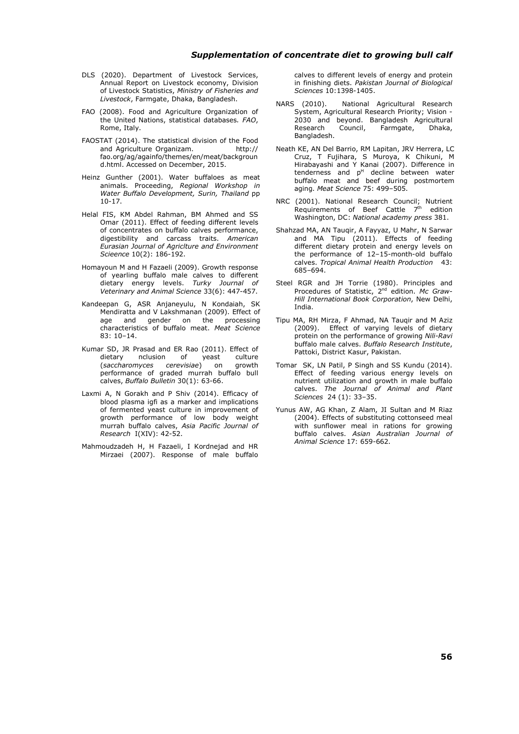DLS (2020). Department of Livestock Services, Annual Report on Livestock economy, Division of Livestock Statistics, *Ministry of Fisheries and Livestock*, Farmgate, Dhaka, Bangladesh.

FAO (2008). Food and Agriculture Organization of the United Nations, statistical databases. *FAO*, Rome, Italy.

FAOSTAT (2014). The statistical division of the Food and Agriculture Organizam. http:// fao.org/ag/againfo/themes/en/meat/background.html. Accessed on December, 2015.

Heinz Gunther (2001). Water buffaloes as meat animals. Proceeding, *Regional Workshop in Water Buffalo Development, Surin, Thailand* pp 10-17.

Helal FIS, KM Abdel Rahman, BM Ahmed and SS Omar (2011). Effect of feeding different levels of concentrates on buffalo calves performance, digestibility and carcass traits. *American Eurasian Journal of Agriclture and Environment Scieence* 10(2): 186-192.

Homayoun M and H Fazaeli (2009). Growth response of yearling buffalo male calves to different dietary energy levels. *Turky Journal of Veterinary and Animal Science* 33(6): 447-457.

Kandeepan G, ASR Anjaneyulu, N Kondaiah, SK Mendiratta and V Lakshmanan (2009). Effect of age and gender on the processing characteristics of buffalo meat. *Meat Science* 83: 10–14.

Kumar SD, JR Prasad and ER Rao (2011). Effect of dietary nclusion of yeast culture (*saccharomyces cerevisiae*) on growth performance of graded murrah buffalo bull calves, *Buffalo Bulletin* 30(1): 63-66.

Laxmi A, N Gorakh and P Shiv (2014). Efficacy of blood plasma igfi as a marker and implications of fermented yeast culture in improvement of growth performance of low body weight murrah buffalo calves, *Asia Pacific Journal of Research* I(XIV): 42-52.

Mahmoudzadeh H, H Fazaeli, I Kordnejad and HR Mirzaei (2007). Response of male buffalo calves to different levels of energy and protein in finishing diets. *Pakistan Journal of Biological Sciences* 10:1398-1405.

NARS (2010). National Agricultural Research System, Agricultural Research Priority; Vision - 2030 and beyond. Bangladesh Agricultural Research Council, Farmgate, Dhaka, Bangladesh.

Neath KE, AN Del Barrio, RM Lapitan, JRV Herrera, LC Cruz, T Fujihara, S Muroya, K Chikuni, M Hirabayashi and Y Kanai (2007). Difference in tenderness and $p^H$ decline between water buffalo meat and beef during postmortem aging. *Meat Science* 75: 499–505.

NRC (2001). National Research Council; Nutrient Requirements of Beef Cattle 7th edition Washington, DC: *National academy press* 381.

Shahzad MA, AN Tauqir, A Fayyaz, U Mahr, N Sarwar and MA Tipu (2011). Effects of feeding different dietary protein and energy levels on the performance of 12–15-month-old buffalo calves. *Tropical Animal Health Production* 43: 685–694.

Steel RGR and JH Torrie (1980). Principles and Procedures of Statistic, 2nd edition. *Mc Graw-Hill International Book Corporation*, New Delhi, India.

Tipu MA, RH Mirza, F Ahmad, NA Tauqir and M Aziz (2009). Effect of varying levels of dietary protein on the performance of growing *Nili-Ravi* buffalo male calves. *Buffalo Research Institute*, Pattoki, District Kasur, Pakistan.

Tomar SK, LN Patil, P Singh and SS Kundu (2014). Effect of feeding various energy levels on nutrient utilization and growth in male buffalo calves. *The Journal of Animal and Plant Sciences* 24 (1): 33–35.

Yunus AW, AG Khan, Z Alam, JI Sultan and M Riaz (2004). Effects of substituting cottonseed meal with sunflower meal in rations for growing buffalo calves. *Asian Australian Journal of Animal Science* 17: 659-662.